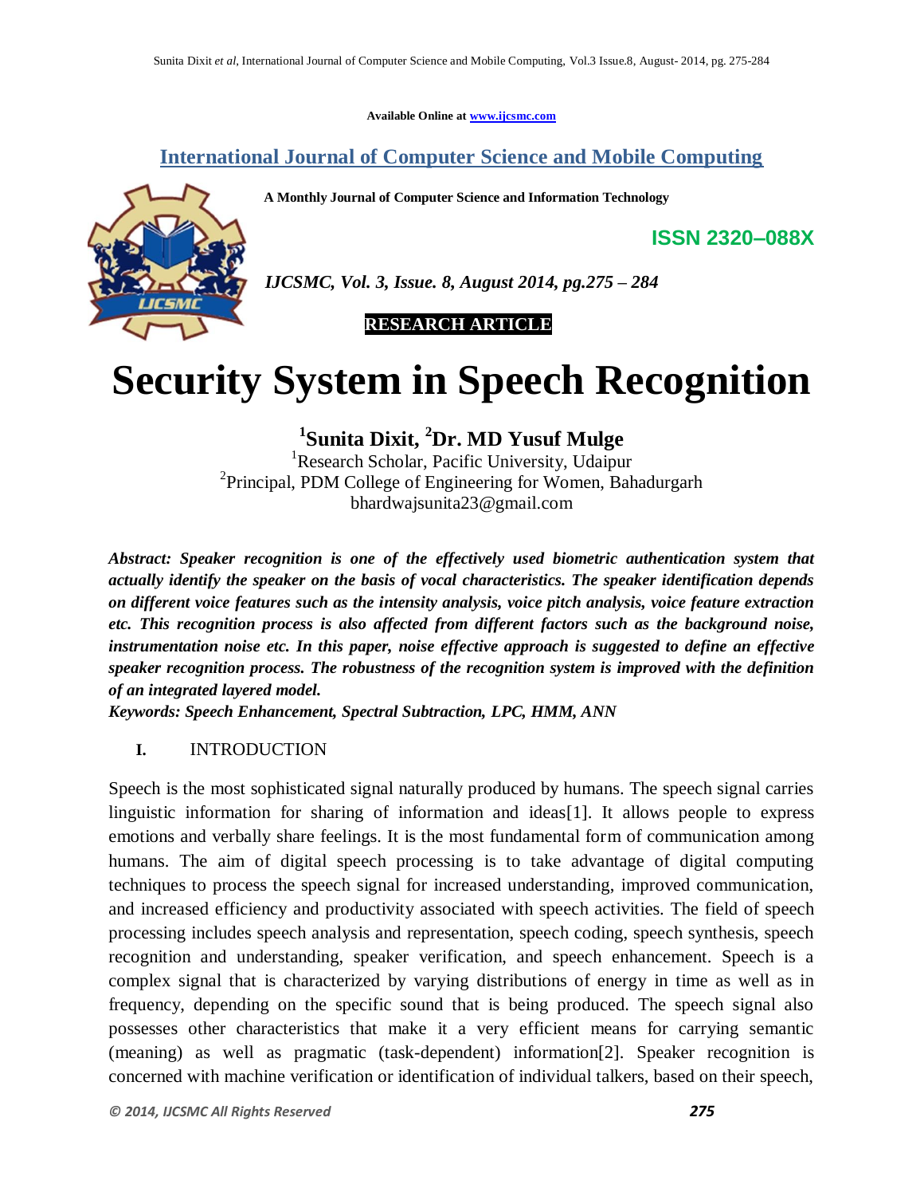Available Online at www.ijcsmc.com

## International Journal of Computer Science and Mobile Computing

**A Monthly Journal of Computer Science and Information Technology**

**ISSN 2320–088X**

*IJCSMC, Vol. 3, Issue. 8, August 2014, pg.275 – 284*

**RESEARCH ARTICLE**

# Security System in Speech Recognition

**[1]Sunita Dixit, [2]Dr. MD Yusuf Mulge**

[1]Research Scholar, Pacific University, Udaipur
[2]Principal, PDM College of Engineering for Women, Bahadurgarh
bhardwajsunita23@gmail.com

***Abstract:** Speaker recognition is one of the effectively used biometric authentication system that actually identify the speaker on the basis of vocal characteristics. The speaker identification depends on different voice features such as the intensity analysis, voice pitch analysis, voice feature extraction etc. This recognition process is also affected from different factors such as the background noise, instrumentation noise etc. In this paper, noise effective approach is suggested to define an effective speaker recognition process. The robustness of the recognition system is improved with the definition of an integrated layered model.*

***Keywords:** Speech Enhancement, Spectral Subtraction, LPC, HMM, ANN*

## I. INTRODUCTION

Speech is the most sophisticated signal naturally produced by humans. The speech signal carries linguistic information for sharing of information and ideas[1]. It allows people to express emotions and verbally share feelings. It is the most fundamental form of communication among humans. The aim of digital speech processing is to take advantage of digital computing techniques to process the speech signal for increased understanding, improved communication, and increased efficiency and productivity associated with speech activities. The field of speech processing includes speech analysis and representation, speech coding, speech synthesis, speech recognition and understanding, speaker verification, and speech enhancement. Speech is a complex signal that is characterized by varying distributions of energy in time as well as in frequency, depending on the specific sound that is being produced. The speech signal also possesses other characteristics that make it a very efficient means for carrying semantic (meaning) as well as pragmatic (task-dependent) information[2]. Speaker recognition is concerned with machine verification or identification of individual talkers, based on their speech,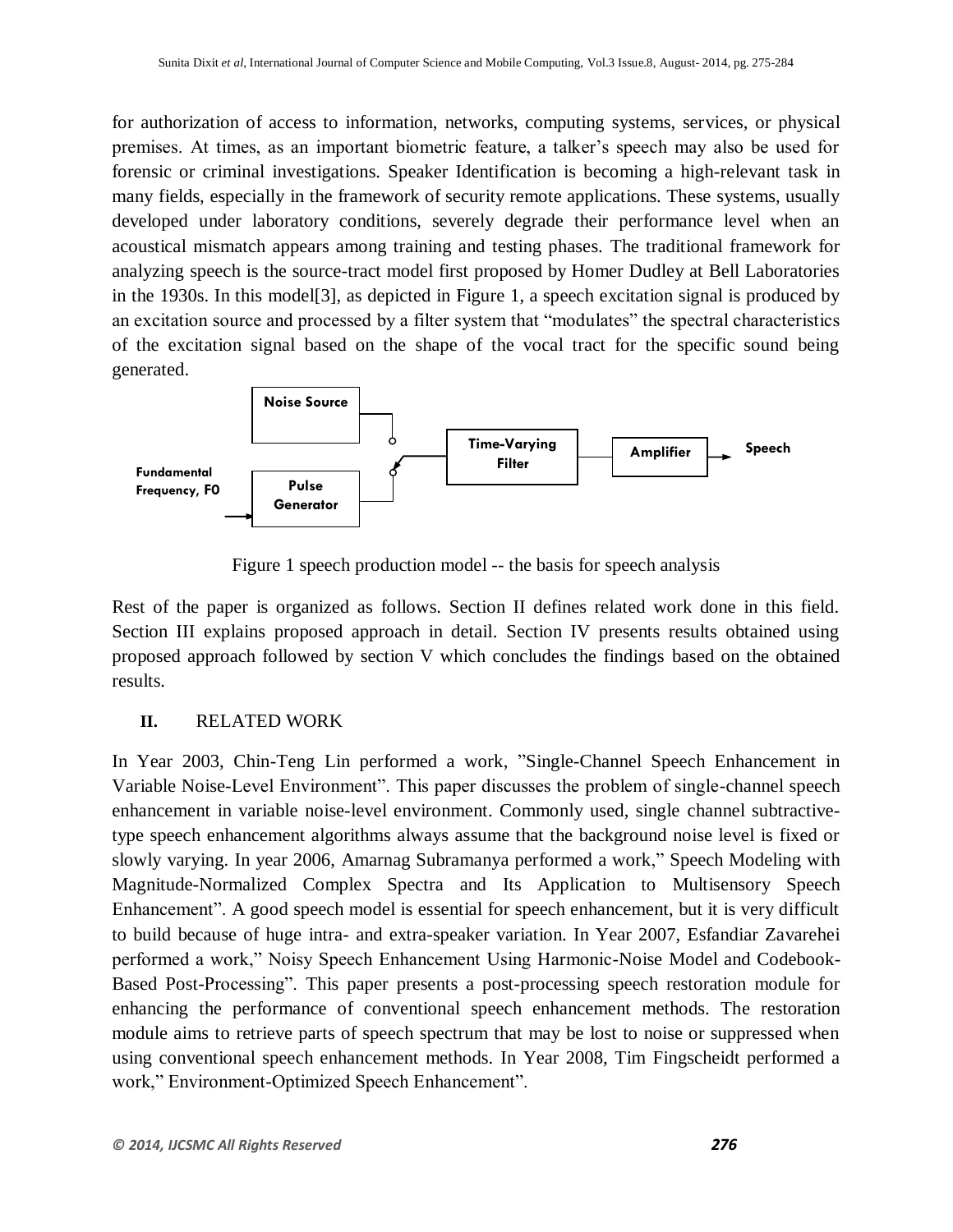for authorization of access to information, networks, computing systems, services, or physical premises. At times, as an important biometric feature, a talker's speech may also be used for forensic or criminal investigations. Speaker Identification is becoming a high-relevant task in many fields, especially in the framework of security remote applications. These systems, usually developed under laboratory conditions, severely degrade their performance level when an acoustical mismatch appears among training and testing phases. The traditional framework for analyzing speech is the source-tract model first proposed by Homer Dudley at Bell Laboratories in the 1930s. In this model[3], as depicted in Figure 1, a speech excitation signal is produced by an excitation source and processed by a filter system that "modulates" the spectral characteristics of the excitation signal based on the shape of the vocal tract for the specific sound being generated.

Figure 1 speech production model -- the basis for speech analysis

Rest of the paper is organized as follows. Section II defines related work done in this field. Section III explains proposed approach in detail. Section IV presents results obtained using proposed approach followed by section V which concludes the findings based on the obtained results.

## II. RELATED WORK

In Year 2003, Chin-Teng Lin performed a work, "Single-Channel Speech Enhancement in Variable Noise-Level Environment". This paper discusses the problem of single-channel speech enhancement in variable noise-level environment. Commonly used, single channel subtractive-type speech enhancement algorithms always assume that the background noise level is fixed or slowly varying. In year 2006, Amarnag Subramanya performed a work," Speech Modeling with Magnitude-Normalized Complex Spectra and Its Application to Multisensory Speech Enhancement". A good speech model is essential for speech enhancement, but it is very difficult to build because of huge intra- and extra-speaker variation. In Year 2007, Esfandiar Zavarehei performed a work," Noisy Speech Enhancement Using Harmonic-Noise Model and Codebook-Based Post-Processing". This paper presents a post-processing speech restoration module for enhancing the performance of conventional speech enhancement methods. The restoration module aims to retrieve parts of speech spectrum that may be lost to noise or suppressed when using conventional speech enhancement methods. In Year 2008, Tim Fingscheidt performed a work," Environment-Optimized Speech Enhancement".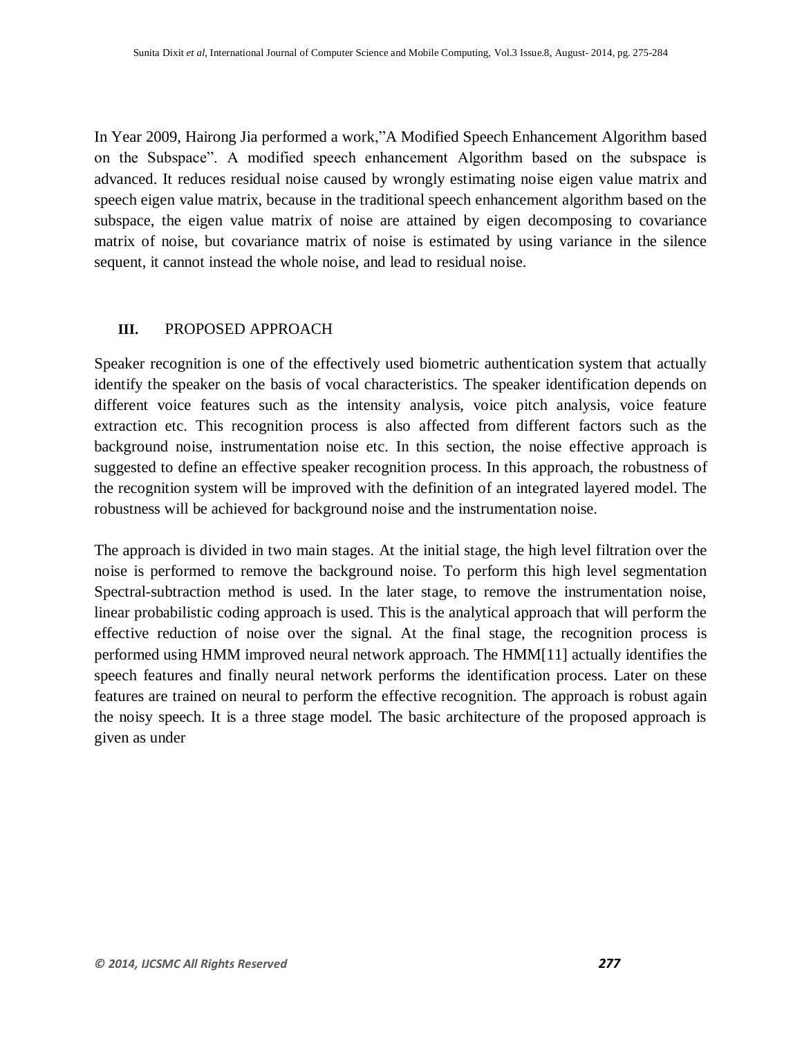In Year 2009, Hairong Jia performed a work,"A Modified Speech Enhancement Algorithm based on the Subspace". A modified speech enhancement Algorithm based on the subspace is advanced. It reduces residual noise caused by wrongly estimating noise eigen value matrix and speech eigen value matrix, because in the traditional speech enhancement algorithm based on the subspace, the eigen value matrix of noise are attained by eigen decomposing to covariance matrix of noise, but covariance matrix of noise is estimated by using variance in the silence sequent, it cannot instead the whole noise, and lead to residual noise.

## III. PROPOSED APPROACH

Speaker recognition is one of the effectively used biometric authentication system that actually identify the speaker on the basis of vocal characteristics. The speaker identification depends on different voice features such as the intensity analysis, voice pitch analysis, voice feature extraction etc. This recognition process is also affected from different factors such as the background noise, instrumentation noise etc. In this section, the noise effective approach is suggested to define an effective speaker recognition process. In this approach, the robustness of the recognition system will be improved with the definition of an integrated layered model. The robustness will be achieved for background noise and the instrumentation noise.

The approach is divided in two main stages. At the initial stage, the high level filtration over the noise is performed to remove the background noise. To perform this high level segmentation Spectral-subtraction method is used. In the later stage, to remove the instrumentation noise, linear probabilistic coding approach is used. This is the analytical approach that will perform the effective reduction of noise over the signal. At the final stage, the recognition process is performed using HMM improved neural network approach. The HMM[11] actually identifies the speech features and finally neural network performs the identification process. Later on these features are trained on neural to perform the effective recognition. The approach is robust again the noisy speech. It is a three stage model. The basic architecture of the proposed approach is given as under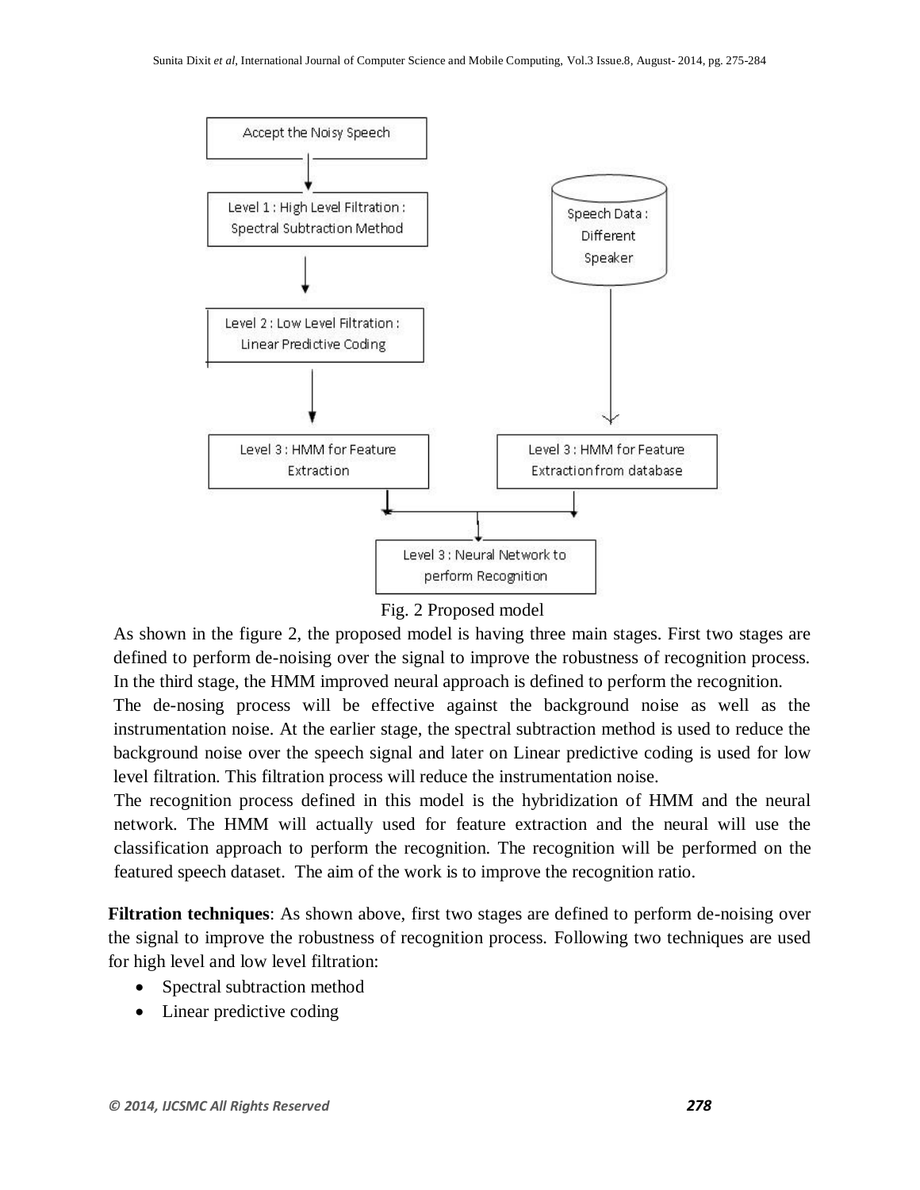Fig. 2 Proposed model

As shown in the figure 2, the proposed model is having three main stages. First two stages are defined to perform de-noising over the signal to improve the robustness of recognition process. In the third stage, the HMM improved neural approach is defined to perform the recognition.

The de-nosing process will be effective against the background noise as well as the instrumentation noise. At the earlier stage, the spectral subtraction method is used to reduce the background noise over the speech signal and later on Linear predictive coding is used for low level filtration. This filtration process will reduce the instrumentation noise.

The recognition process defined in this model is the hybridization of HMM and the neural network. The HMM will actually used for feature extraction and the neural will use the classification approach to perform the recognition. The recognition will be performed on the featured speech dataset. The aim of the work is to improve the recognition ratio.

**Filtration techniques**: As shown above, first two stages are defined to perform de-noising over the signal to improve the robustness of recognition process. Following two techniques are used for high level and low level filtration:

- Spectral subtraction method
- Linear predictive coding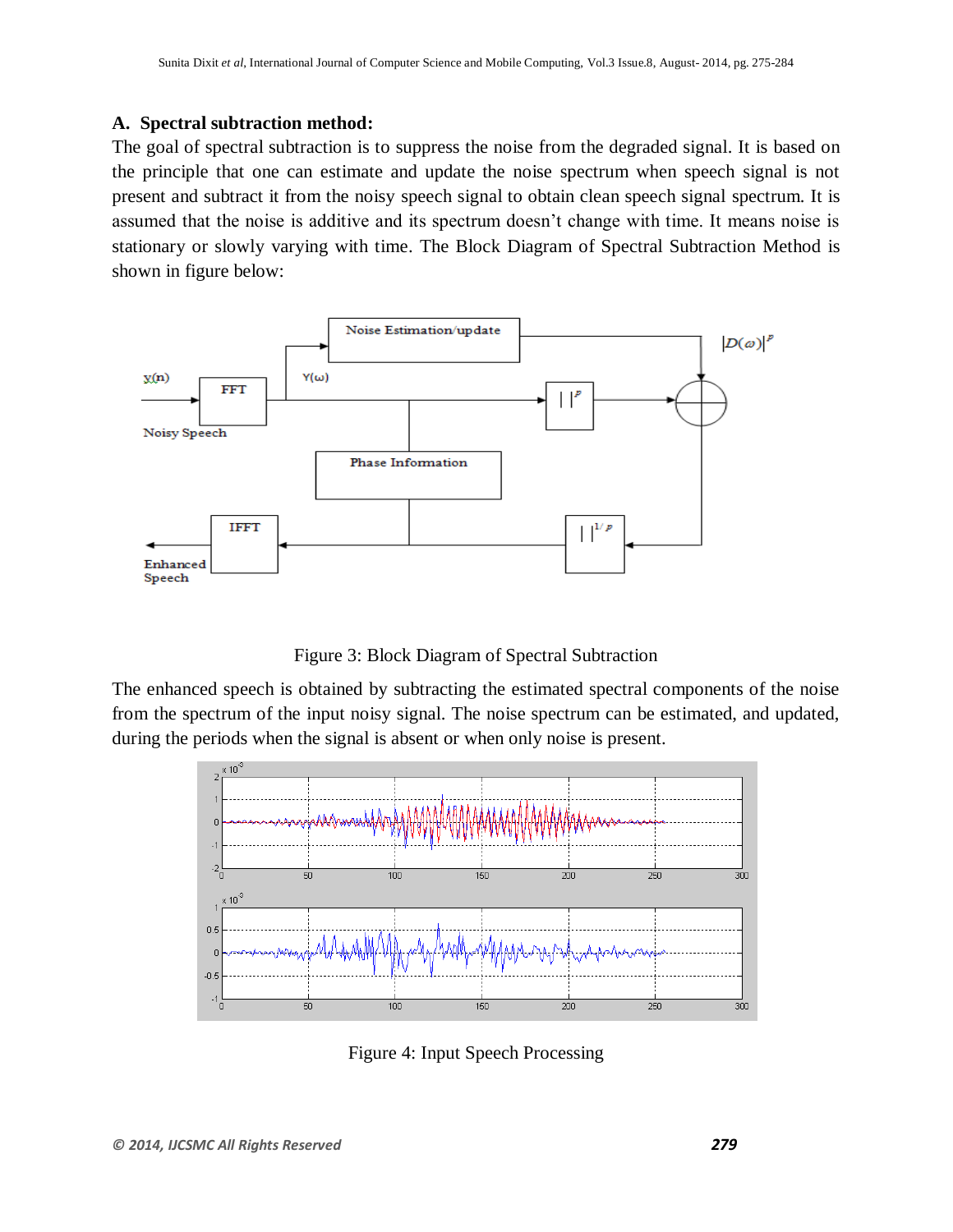### A. Spectral subtraction method:

The goal of spectral subtraction is to suppress the noise from the degraded signal. It is based on the principle that one can estimate and update the noise spectrum when speech signal is not present and subtract it from the noisy speech signal to obtain clean speech signal spectrum. It is assumed that the noise is additive and its spectrum doesn't change with time. It means noise is stationary or slowly varying with time. The Block Diagram of Spectral Subtraction Method is shown in figure below:

Figure 3: Block Diagram of Spectral Subtraction

The enhanced speech is obtained by subtracting the estimated spectral components of the noise from the spectrum of the input noisy signal. The noise spectrum can be estimated, and updated, during the periods when the signal is absent or when only noise is present.

Figure 4: Input Speech Processing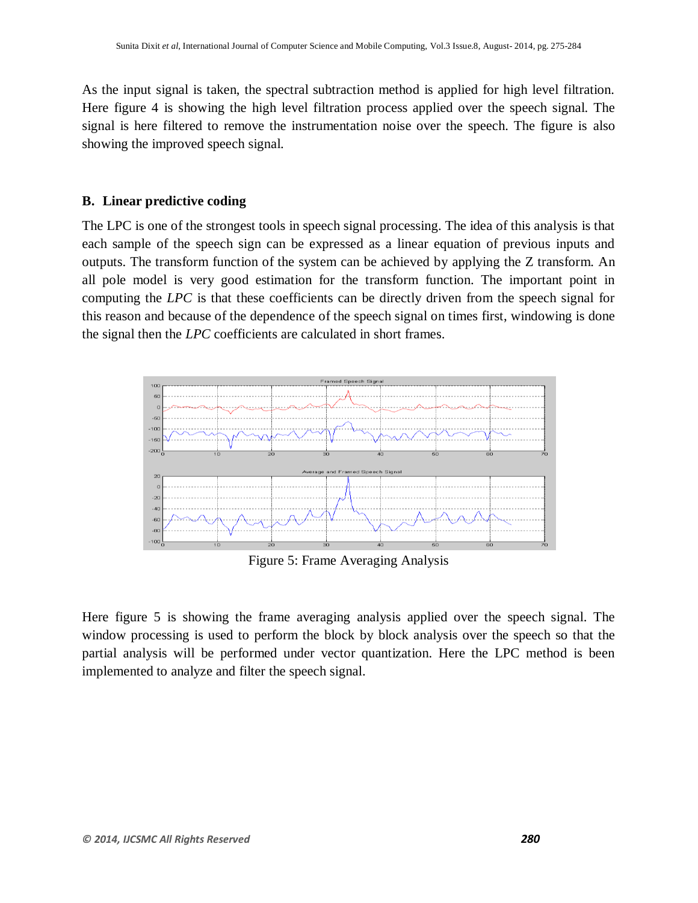As the input signal is taken, the spectral subtraction method is applied for high level filtration. Here figure 4 is showing the high level filtration process applied over the speech signal. The signal is here filtered to remove the instrumentation noise over the speech. The figure is also showing the improved speech signal.

## B. Linear predictive coding

The LPC is one of the strongest tools in speech signal processing. The idea of this analysis is that each sample of the speech sign can be expressed as a linear equation of previous inputs and outputs. The transform function of the system can be achieved by applying the Z transform. An all pole model is very good estimation for the transform function. The important point in computing the *LPC* is that these coefficients can be directly driven from the speech signal for this reason and because of the dependence of the speech signal on times first, windowing is done the signal then the *LPC* coefficients are calculated in short frames.

Figure 5: Frame Averaging Analysis

Here figure 5 is showing the frame averaging analysis applied over the speech signal. The window processing is used to perform the block by block analysis over the speech so that the partial analysis will be performed under vector quantization. Here the LPC method is been implemented to analyze and filter the speech signal.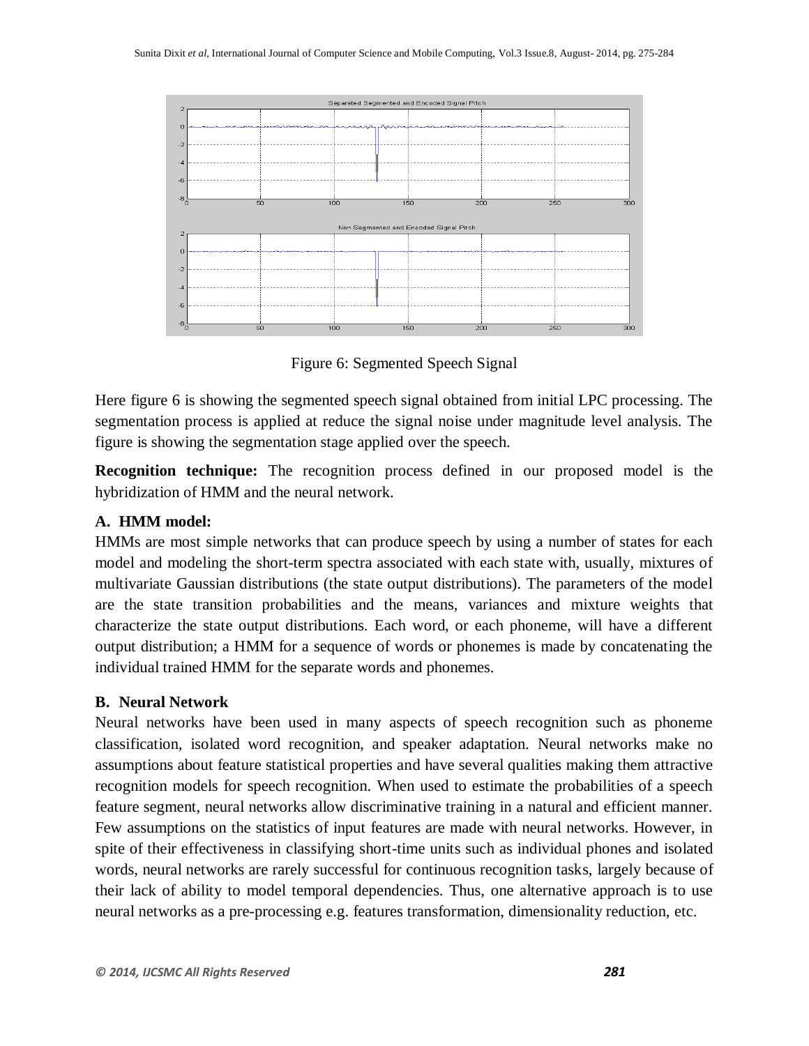Figure 6: Segmented Speech Signal

Here figure 6 is showing the segmented speech signal obtained from initial LPC processing. The segmentation process is applied at reduce the signal noise under magnitude level analysis. The figure is showing the segmentation stage applied over the speech.

**Recognition technique:** The recognition process defined in our proposed model is the hybridization of HMM and the neural network.

### A. HMM model:

HMMs are most simple networks that can produce speech by using a number of states for each model and modeling the short-term spectra associated with each state with, usually, mixtures of multivariate Gaussian distributions (the state output distributions). The parameters of the model are the state transition probabilities and the means, variances and mixture weights that characterize the state output distributions. Each word, or each phoneme, will have a different output distribution; a HMM for a sequence of words or phonemes is made by concatenating the individual trained HMM for the separate words and phonemes.

### B. Neural Network

Neural networks have been used in many aspects of speech recognition such as phoneme classification, isolated word recognition, and speaker adaptation. Neural networks make no assumptions about feature statistical properties and have several qualities making them attractive recognition models for speech recognition. When used to estimate the probabilities of a speech feature segment, neural networks allow discriminative training in a natural and efficient manner. Few assumptions on the statistics of input features are made with neural networks. However, in spite of their effectiveness in classifying short-time units such as individual phones and isolated words, neural networks are rarely successful for continuous recognition tasks, largely because of their lack of ability to model temporal dependencies. Thus, one alternative approach is to use neural networks as a pre-processing e.g. features transformation, dimensionality reduction, etc.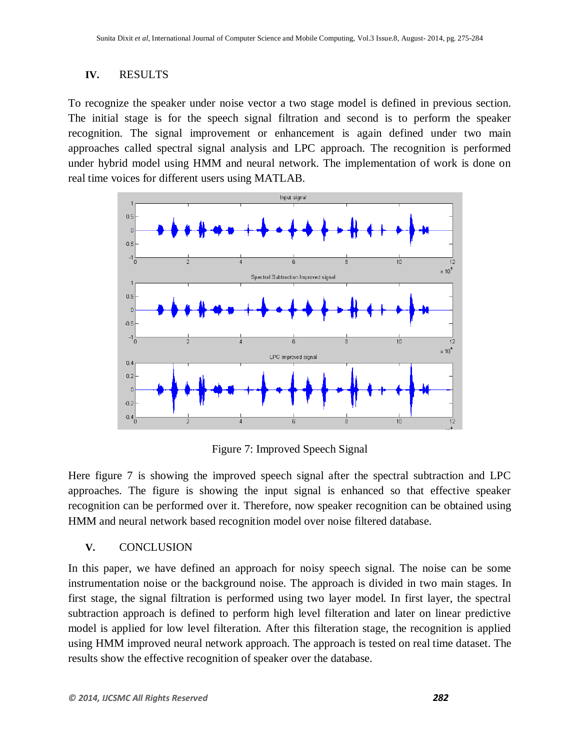## IV. RESULTS

To recognize the speaker under noise vector a two stage model is defined in previous section. The initial stage is for the speech signal filtration and second is to perform the speaker recognition. The signal improvement or enhancement is again defined under two main approaches called spectral signal analysis and LPC approach. The recognition is performed under hybrid model using HMM and neural network. The implementation of work is done on real time voices for different users using MATLAB.

Figure 7: Improved Speech Signal

Here figure 7 is showing the improved speech signal after the spectral subtraction and LPC approaches. The figure is showing the input signal is enhanced so that effective speaker recognition can be performed over it. Therefore, now speaker recognition can be obtained using HMM and neural network based recognition model over noise filtered database.

## V. CONCLUSION

In this paper, we have defined an approach for noisy speech signal. The noise can be some instrumentation noise or the background noise. The approach is divided in two main stages. In first stage, the signal filtration is performed using two layer model. In first layer, the spectral subtraction approach is defined to perform high level filteration and later on linear predictive model is applied for low level filteration. After this filteration stage, the recognition is applied using HMM improved neural network approach. The approach is tested on real time dataset. The results show the effective recognition of speaker over the database.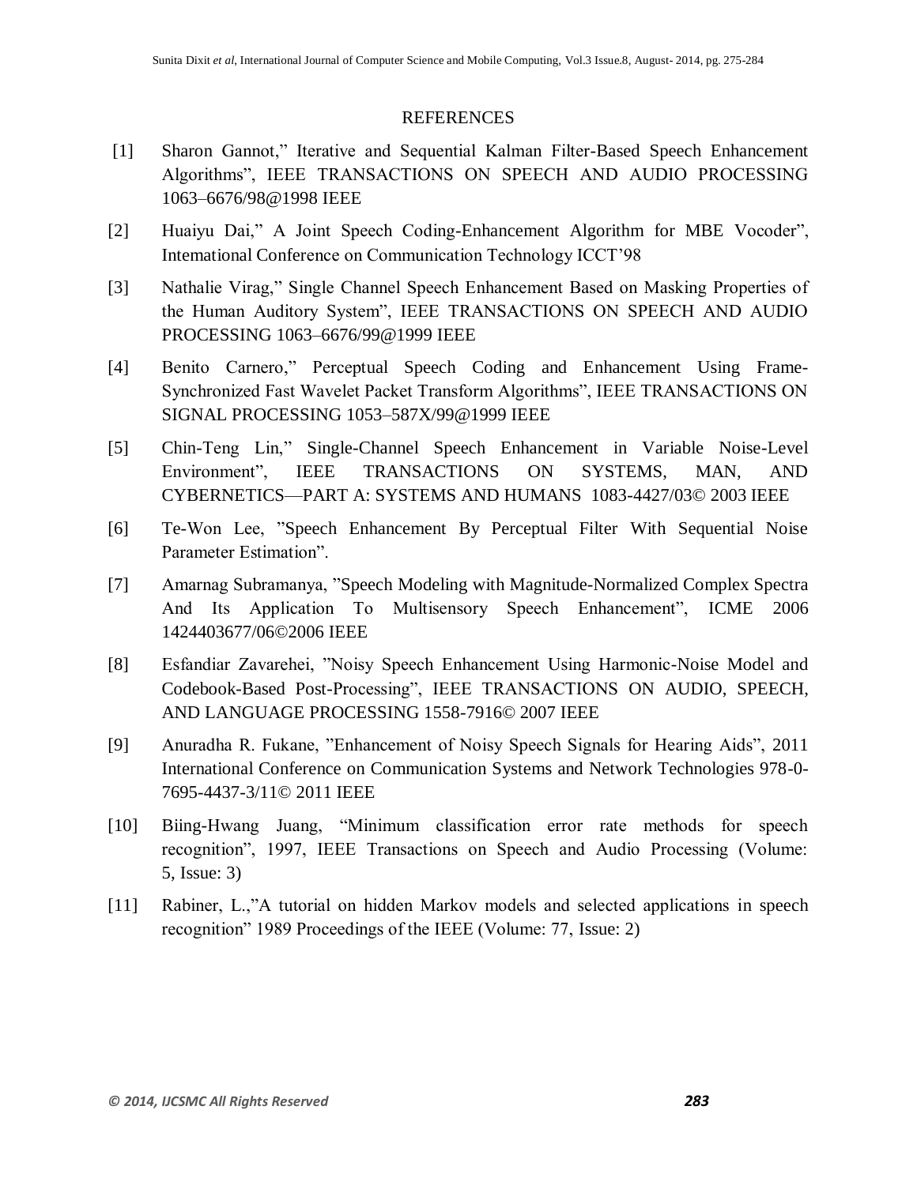# REFERENCES

[1] Sharon Gannot," Iterative and Sequential Kalman Filter-Based Speech Enhancement Algorithms", IEEE TRANSACTIONS ON SPEECH AND AUDIO PROCESSING 1063–6676/98@1998 IEEE

[2] Huaiyu Dai," A Joint Speech Coding-Enhancement Algorithm for MBE Vocoder", Intemational Conference on Communication Technology ICCT'98

[3] Nathalie Virag," Single Channel Speech Enhancement Based on Masking Properties of the Human Auditory System", IEEE TRANSACTIONS ON SPEECH AND AUDIO PROCESSING 1063–6676/99@1999 IEEE

[4] Benito Carnero," Perceptual Speech Coding and Enhancement Using Frame-Synchronized Fast Wavelet Packet Transform Algorithms", IEEE TRANSACTIONS ON SIGNAL PROCESSING 1053–587X/99@1999 IEEE

[5] Chin-Teng Lin," Single-Channel Speech Enhancement in Variable Noise-Level Environment", IEEE TRANSACTIONS ON SYSTEMS, MAN, AND CYBERNETICS—PART A: SYSTEMS AND HUMANS 1083-4427/03© 2003 IEEE

[6] Te-Won Lee, "Speech Enhancement By Perceptual Filter With Sequential Noise Parameter Estimation".

[7] Amarnag Subramanya, "Speech Modeling with Magnitude-Normalized Complex Spectra And Its Application To Multisensory Speech Enhancement", ICME 2006 1424403677/06©2006 IEEE

[8] Esfandiar Zavarehei, "Noisy Speech Enhancement Using Harmonic-Noise Model and Codebook-Based Post-Processing", IEEE TRANSACTIONS ON AUDIO, SPEECH, AND LANGUAGE PROCESSING 1558-7916© 2007 IEEE

[9] Anuradha R. Fukane, "Enhancement of Noisy Speech Signals for Hearing Aids", 2011 International Conference on Communication Systems and Network Technologies 978-0-7695-4437-3/11© 2011 IEEE

[10] Biing-Hwang Juang, "Minimum classification error rate methods for speech recognition", 1997, IEEE Transactions on Speech and Audio Processing (Volume: 5, Issue: 3)

[11] Rabiner, L.,"A tutorial on hidden Markov models and selected applications in speech recognition" 1989 Proceedings of the IEEE (Volume: 77, Issue: 2)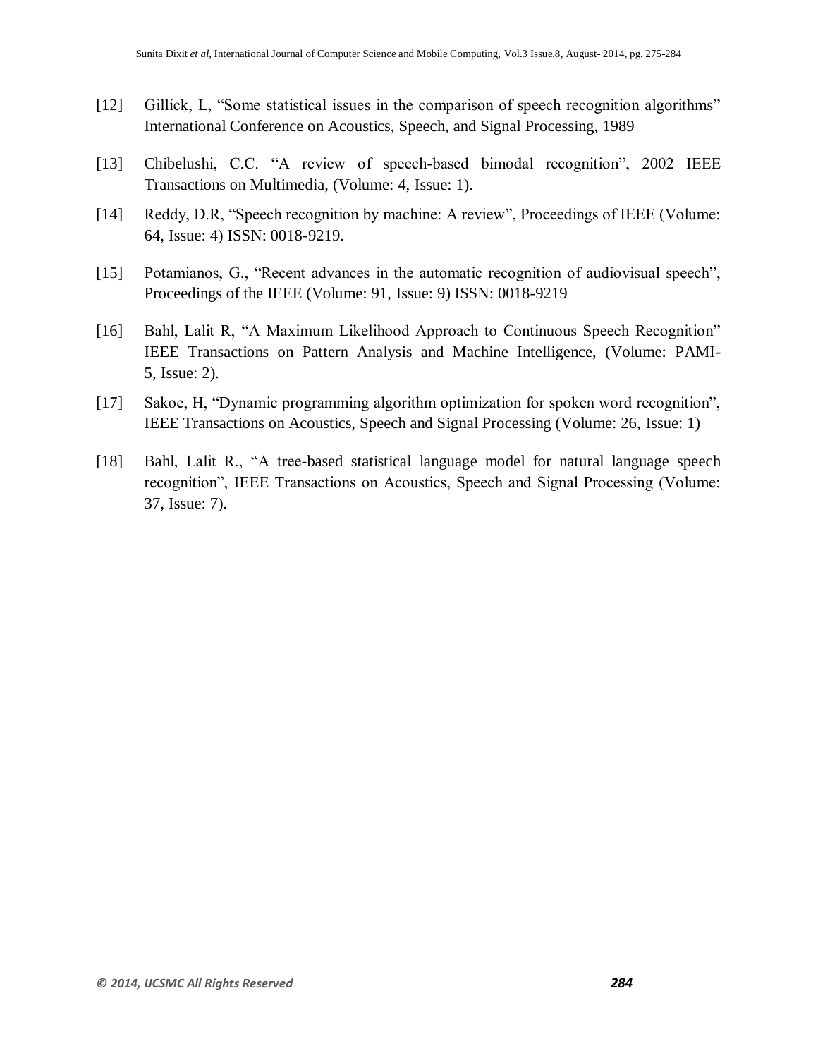[12] Gillick, L, "Some statistical issues in the comparison of speech recognition algorithms" International Conference on Acoustics, Speech, and Signal Processing, 1989

[13] Chibelushi, C.C. "A review of speech-based bimodal recognition", 2002 IEEE Transactions on Multimedia, (Volume: 4, Issue: 1).

[14] Reddy, D.R, "Speech recognition by machine: A review", Proceedings of IEEE (Volume: 64, Issue: 4) ISSN: 0018-9219.

[15] Potamianos, G., "Recent advances in the automatic recognition of audiovisual speech", Proceedings of the IEEE (Volume: 91, Issue: 9) ISSN: 0018-9219

[16] Bahl, Lalit R, "A Maximum Likelihood Approach to Continuous Speech Recognition" IEEE Transactions on Pattern Analysis and Machine Intelligence, (Volume: PAMI-5, Issue: 2).

[17] Sakoe, H, "Dynamic programming algorithm optimization for spoken word recognition", IEEE Transactions on Acoustics, Speech and Signal Processing (Volume: 26, Issue: 1)

[18] Bahl, Lalit R., "A tree-based statistical language model for natural language speech recognition", IEEE Transactions on Acoustics, Speech and Signal Processing (Volume: 37, Issue: 7).